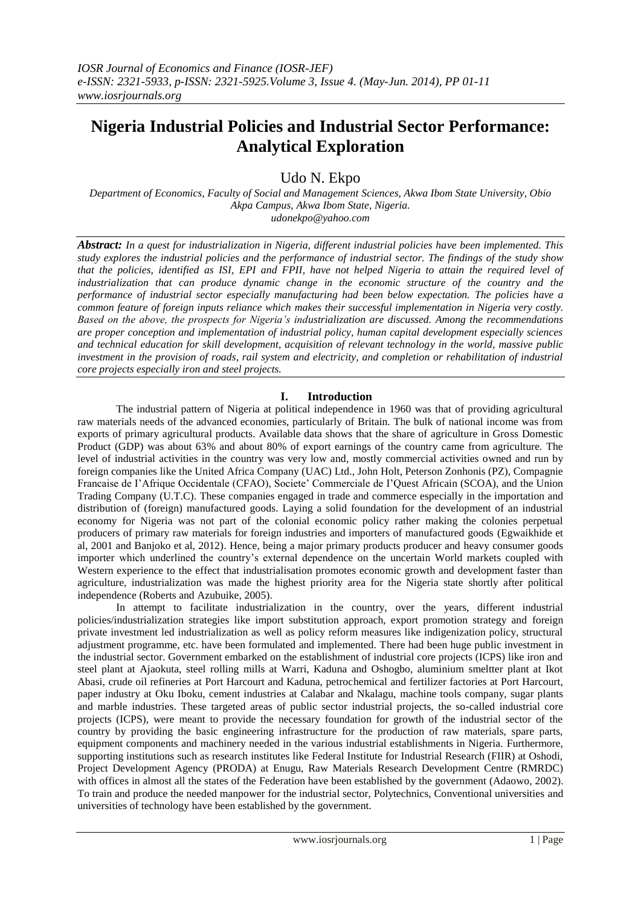# Nigeria Industrial Policies and Industrial Sector Performance: Analytical Exploration

Udo N. Ekpo

*Department of Economics, Faculty of Social and Management Sciences, Akwa Ibom State University, Obio Akpa Campus, Akwa Ibom State, Nigeria.*
*udonekpo@yahoo.com*

***Abstract:*** *In a quest for industrialization in Nigeria, different industrial policies have been implemented. This study explores the industrial policies and the performance of industrial sector. The findings of the study show that the policies, identified as ISI, EPI and FPII, have not helped Nigeria to attain the required level of industrialization that can produce dynamic change in the economic structure of the country and the performance of industrial sector especially manufacturing had been below expectation. The policies have a common feature of foreign inputs reliance which makes their successful implementation in Nigeria very costly. Based on the above, the prospects for Nigeria's industrialization are discussed. Among the recommendations are proper conception and implementation of industrial policy, human capital development especially sciences and technical education for skill development, acquisition of relevant technology in the world, massive public investment in the provision of roads, rail system and electricity, and completion or rehabilitation of industrial core projects especially iron and steel projects.*

## I. Introduction

The industrial pattern of Nigeria at political independence in 1960 was that of providing agricultural raw materials needs of the advanced economies, particularly of Britain. The bulk of national income was from exports of primary agricultural products. Available data shows that the share of agriculture in Gross Domestic Product (GDP) was about 63% and about 80% of export earnings of the country came from agriculture. The level of industrial activities in the country was very low and, mostly commercial activities owned and run by foreign companies like the United Africa Company (UAC) Ltd., John Holt, Peterson Zonhonis (PZ), Compagnie Francaise de I'Afrique Occidentale (CFAO), Societe' Commerciale de I'Quest Africain (SCOA), and the Union Trading Company (U.T.C). These companies engaged in trade and commerce especially in the importation and distribution of (foreign) manufactured goods. Laying a solid foundation for the development of an industrial economy for Nigeria was not part of the colonial economic policy rather making the colonies perpetual producers of primary raw materials for foreign industries and importers of manufactured goods (Egwaikhide et al, 2001 and Banjoko et al, 2012). Hence, being a major primary products producer and heavy consumer goods importer which underlined the country's external dependence on the uncertain World markets coupled with Western experience to the effect that industrialisation promotes economic growth and development faster than agriculture, industrialization was made the highest priority area for the Nigeria state shortly after political independence (Roberts and Azubuike, 2005).

In attempt to facilitate industrialization in the country, over the years, different industrial policies/industrialization strategies like import substitution approach, export promotion strategy and foreign private investment led industrialization as well as policy reform measures like indigenization policy, structural adjustment programme, etc. have been formulated and implemented. There had been huge public investment in the industrial sector. Government embarked on the establishment of industrial core projects (ICPS) like iron and steel plant at Ajaokuta, steel rolling mills at Warri, Kaduna and Oshogbo, aluminium smeltter plant at Ikot Abasi, crude oil refineries at Port Harcourt and Kaduna, petrochemical and fertilizer factories at Port Harcourt, paper industry at Oku Iboku, cement industries at Calabar and Nkalagu, machine tools company, sugar plants and marble industries. These targeted areas of public sector industrial projects, the so-called industrial core projects (ICPS), were meant to provide the necessary foundation for growth of the industrial sector of the country by providing the basic engineering infrastructure for the production of raw materials, spare parts, equipment components and machinery needed in the various industrial establishments in Nigeria. Furthermore, supporting institutions such as research institutes like Federal Institute for Industrial Research (FIIR) at Oshodi, Project Development Agency (PRODA) at Enugu, Raw Materials Research Development Centre (RMRDC) with offices in almost all the states of the Federation have been established by the government (Adaowo, 2002). To train and produce the needed manpower for the industrial sector, Polytechnics, Conventional universities and universities of technology have been established by the government.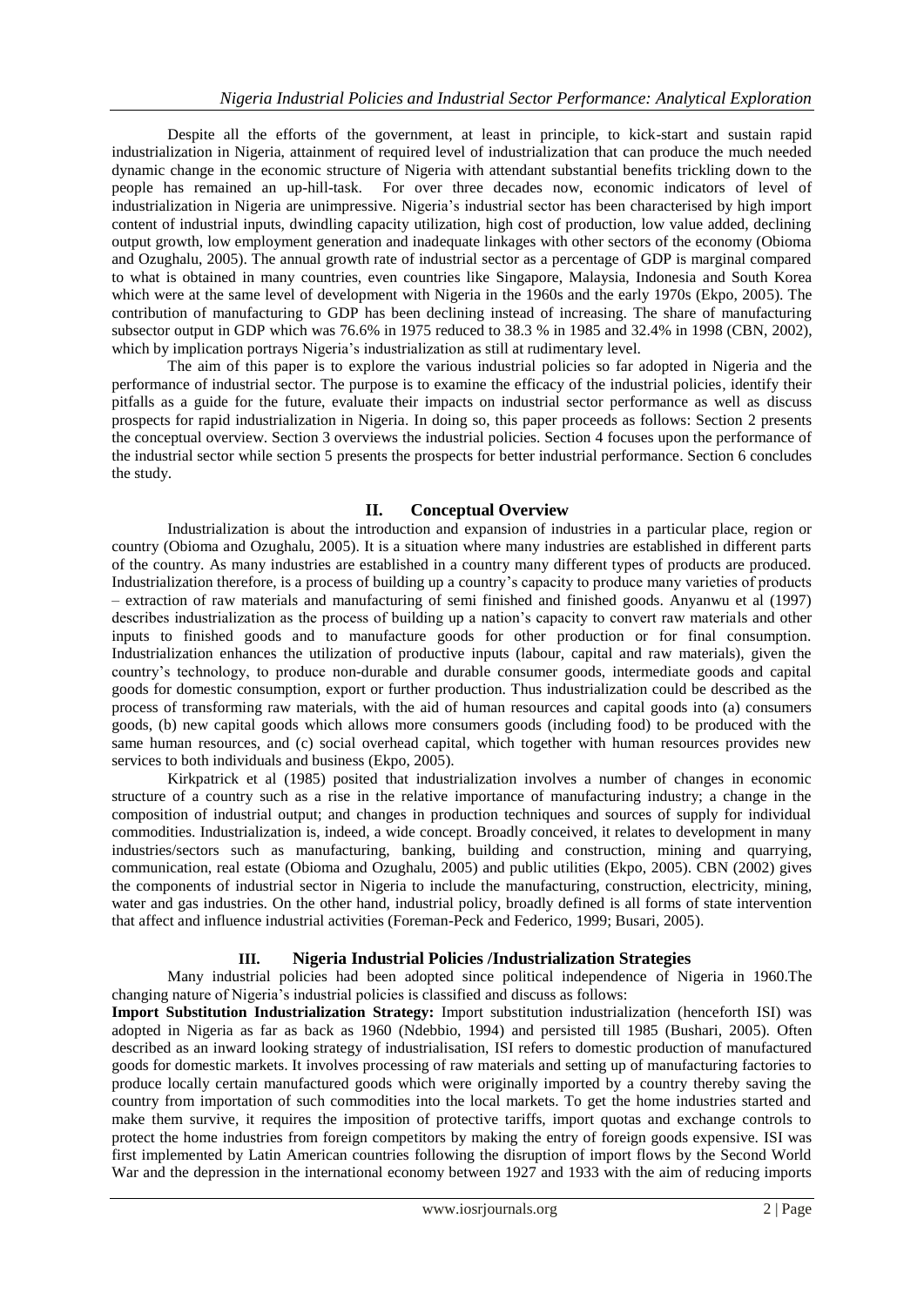Despite all the efforts of the government, at least in principle, to kick-start and sustain rapid industrialization in Nigeria, attainment of required level of industrialization that can produce the much needed dynamic change in the economic structure of Nigeria with attendant substantial benefits trickling down to the people has remained an up-hill-task. For over three decades now, economic indicators of level of industrialization in Nigeria are unimpressive. Nigeria's industrial sector has been characterised by high import content of industrial inputs, dwindling capacity utilization, high cost of production, low value added, declining output growth, low employment generation and inadequate linkages with other sectors of the economy (Obioma and Ozughalu, 2005). The annual growth rate of industrial sector as a percentage of GDP is marginal compared to what is obtained in many countries, even countries like Singapore, Malaysia, Indonesia and South Korea which were at the same level of development with Nigeria in the 1960s and the early 1970s (Ekpo, 2005). The contribution of manufacturing to GDP has been declining instead of increasing. The share of manufacturing subsector output in GDP which was 76.6% in 1975 reduced to 38.3 % in 1985 and 32.4% in 1998 (CBN, 2002), which by implication portrays Nigeria's industrialization as still at rudimentary level.

The aim of this paper is to explore the various industrial policies so far adopted in Nigeria and the performance of industrial sector. The purpose is to examine the efficacy of the industrial policies, identify their pitfalls as a guide for the future, evaluate their impacts on industrial sector performance as well as discuss prospects for rapid industrialization in Nigeria. In doing so, this paper proceeds as follows: Section 2 presents the conceptual overview. Section 3 overviews the industrial policies. Section 4 focuses upon the performance of the industrial sector while section 5 presents the prospects for better industrial performance. Section 6 concludes the study.

## II. Conceptual Overview

Industrialization is about the introduction and expansion of industries in a particular place, region or country (Obioma and Ozughalu, 2005). It is a situation where many industries are established in different parts of the country. As many industries are established in a country many different types of products are produced. Industrialization therefore, is a process of building up a country's capacity to produce many varieties of products – extraction of raw materials and manufacturing of semi finished and finished goods. Anyanwu et al (1997) describes industrialization as the process of building up a nation's capacity to convert raw materials and other inputs to finished goods and to manufacture goods for other production or for final consumption. Industrialization enhances the utilization of productive inputs (labour, capital and raw materials), given the country's technology, to produce non-durable and durable consumer goods, intermediate goods and capital goods for domestic consumption, export or further production. Thus industrialization could be described as the process of transforming raw materials, with the aid of human resources and capital goods into (a) consumers goods, (b) new capital goods which allows more consumers goods (including food) to be produced with the same human resources, and (c) social overhead capital, which together with human resources provides new services to both individuals and business (Ekpo, 2005).

Kirkpatrick et al (1985) posited that industrialization involves a number of changes in economic structure of a country such as a rise in the relative importance of manufacturing industry; a change in the composition of industrial output; and changes in production techniques and sources of supply for individual commodities. Industrialization is, indeed, a wide concept. Broadly conceived, it relates to development in many industries/sectors such as manufacturing, banking, building and construction, mining and quarrying, communication, real estate (Obioma and Ozughalu, 2005) and public utilities (Ekpo, 2005). CBN (2002) gives the components of industrial sector in Nigeria to include the manufacturing, construction, electricity, mining, water and gas industries. On the other hand, industrial policy, broadly defined is all forms of state intervention that affect and influence industrial activities (Foreman-Peck and Federico, 1999; Busari, 2005).

## III. Nigeria Industrial Policies /Industrialization Strategies

Many industrial policies had been adopted since political independence of Nigeria in 1960.The changing nature of Nigeria's industrial policies is classified and discuss as follows:

**Import Substitution Industrialization Strategy:** Import substitution industrialization (henceforth ISI) was adopted in Nigeria as far as back as 1960 (Ndebbio, 1994) and persisted till 1985 (Bushari, 2005). Often described as an inward looking strategy of industrialisation, ISI refers to domestic production of manufactured goods for domestic markets. It involves processing of raw materials and setting up of manufacturing factories to produce locally certain manufactured goods which were originally imported by a country thereby saving the country from importation of such commodities into the local markets. To get the home industries started and make them survive, it requires the imposition of protective tariffs, import quotas and exchange controls to protect the home industries from foreign competitors by making the entry of foreign goods expensive. ISI was first implemented by Latin American countries following the disruption of import flows by the Second World War and the depression in the international economy between 1927 and 1933 with the aim of reducing imports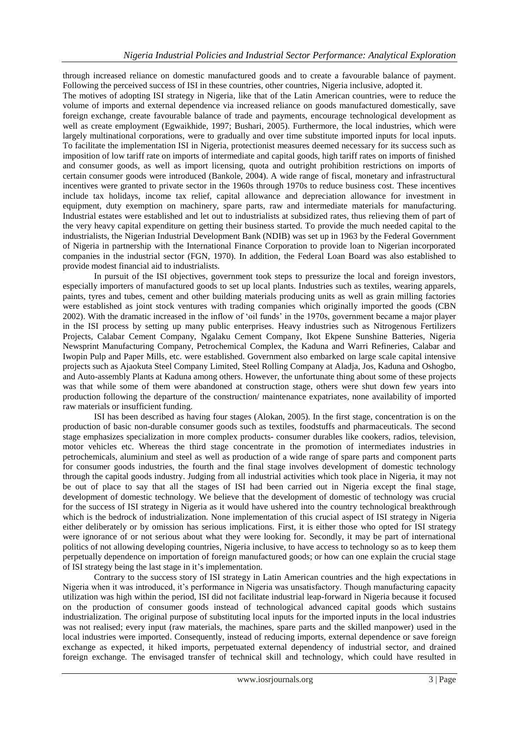through increased reliance on domestic manufactured goods and to create a favourable balance of payment. Following the perceived success of ISI in these countries, other countries, Nigeria inclusive, adopted it.

The motives of adopting ISI strategy in Nigeria, like that of the Latin American countries, were to reduce the volume of imports and external dependence via increased reliance on goods manufactured domestically, save foreign exchange, create favourable balance of trade and payments, encourage technological development as well as create employment (Egwaikhide, 1997; Bushari, 2005). Furthermore, the local industries, which were largely multinational corporations, were to gradually and over time substitute imported inputs for local inputs. To facilitate the implementation ISI in Nigeria, protectionist measures deemed necessary for its success such as imposition of low tariff rate on imports of intermediate and capital goods, high tariff rates on imports of finished and consumer goods, as well as import licensing, quota and outright prohibition restrictions on imports of certain consumer goods were introduced (Bankole, 2004). A wide range of fiscal, monetary and infrastructural incentives were granted to private sector in the 1960s through 1970s to reduce business cost. These incentives include tax holidays, income tax relief, capital allowance and depreciation allowance for investment in equipment, duty exemption on machinery, spare parts, raw and intermediate materials for manufacturing. Industrial estates were established and let out to industrialists at subsidized rates, thus relieving them of part of the very heavy capital expenditure on getting their business started. To provide the much needed capital to the industrialists, the Nigerian Industrial Development Bank (NDIB) was set up in 1963 by the Federal Government of Nigeria in partnership with the International Finance Corporation to provide loan to Nigerian incorporated companies in the industrial sector (FGN, 1970). In addition, the Federal Loan Board was also established to provide modest financial aid to industrialists.

In pursuit of the ISI objectives, government took steps to pressurize the local and foreign investors, especially importers of manufactured goods to set up local plants. Industries such as textiles, wearing apparels, paints, tyres and tubes, cement and other building materials producing units as well as grain milling factories were established as joint stock ventures with trading companies which originally imported the goods (CBN 2002). With the dramatic increased in the inflow of 'oil funds' in the 1970s, government became a major player in the ISI process by setting up many public enterprises. Heavy industries such as Nitrogenous Fertilizers Projects, Calabar Cement Company, Ngalaku Cement Company, Ikot Ekpene Sunshine Batteries, Nigeria Newsprint Manufacturing Company, Petrochemical Complex, the Kaduna and Warri Refineries, Calabar and Iwopin Pulp and Paper Mills, etc. were established. Government also embarked on large scale capital intensive projects such as Ajaokuta Steel Company Limited, Steel Rolling Company at Aladja, Jos, Kaduna and Oshogbo, and Auto-assembly Plants at Kaduna among others. However, the unfortunate thing about some of these projects was that while some of them were abandoned at construction stage, others were shut down few years into production following the departure of the construction/ maintenance expatriates, none availability of imported raw materials or insufficient funding.

ISI has been described as having four stages (Alokan, 2005). In the first stage, concentration is on the production of basic non-durable consumer goods such as textiles, foodstuffs and pharmaceuticals. The second stage emphasizes specialization in more complex products- consumer durables like cookers, radios, television, motor vehicles etc. Whereas the third stage concentrate in the promotion of intermediates industries in petrochemicals, aluminium and steel as well as production of a wide range of spare parts and component parts for consumer goods industries, the fourth and the final stage involves development of domestic technology through the capital goods industry. Judging from all industrial activities which took place in Nigeria, it may not be out of place to say that all the stages of ISI had been carried out in Nigeria except the final stage, development of domestic technology. We believe that the development of domestic of technology was crucial for the success of ISI strategy in Nigeria as it would have ushered into the country technological breakthrough which is the bedrock of industrialization. None implementation of this crucial aspect of ISI strategy in Nigeria either deliberately or by omission has serious implications. First, it is either those who opted for ISI strategy were ignorance of or not serious about what they were looking for. Secondly, it may be part of international politics of not allowing developing countries, Nigeria inclusive, to have access to technology so as to keep them perpetually dependence on importation of foreign manufactured goods; or how can one explain the crucial stage of ISI strategy being the last stage in it's implementation.

Contrary to the success story of ISI strategy in Latin American countries and the high expectations in Nigeria when it was introduced, it's performance in Nigeria was unsatisfactory. Though manufacturing capacity utilization was high within the period, ISI did not facilitate industrial leap-forward in Nigeria because it focused on the production of consumer goods instead of technological advanced capital goods which sustains industrialization. The original purpose of substituting local inputs for the imported inputs in the local industries was not realised; every input (raw materials, the machines, spare parts and the skilled manpower) used in the local industries were imported. Consequently, instead of reducing imports, external dependence or save foreign exchange as expected, it hiked imports, perpetuated external dependency of industrial sector, and drained foreign exchange. The envisaged transfer of technical skill and technology, which could have resulted in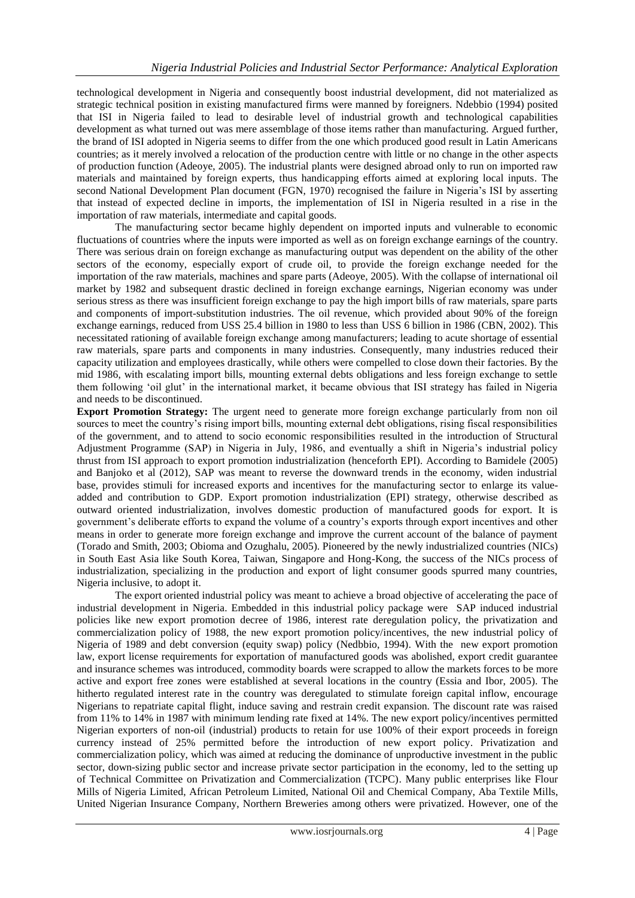technological development in Nigeria and consequently boost industrial development, did not materialized as strategic technical position in existing manufactured firms were manned by foreigners. Ndebbio (1994) posited that ISI in Nigeria failed to lead to desirable level of industrial growth and technological capabilities development as what turned out was mere assemblage of those items rather than manufacturing. Argued further, the brand of ISI adopted in Nigeria seems to differ from the one which produced good result in Latin Americans countries; as it merely involved a relocation of the production centre with little or no change in the other aspects of production function (Adeoye, 2005). The industrial plants were designed abroad only to run on imported raw materials and maintained by foreign experts, thus handicapping efforts aimed at exploring local inputs. The second National Development Plan document (FGN, 1970) recognised the failure in Nigeria's ISI by asserting that instead of expected decline in imports, the implementation of ISI in Nigeria resulted in a rise in the importation of raw materials, intermediate and capital goods.

The manufacturing sector became highly dependent on imported inputs and vulnerable to economic fluctuations of countries where the inputs were imported as well as on foreign exchange earnings of the country. There was serious drain on foreign exchange as manufacturing output was dependent on the ability of the other sectors of the economy, especially export of crude oil, to provide the foreign exchange needed for the importation of the raw materials, machines and spare parts (Adeoye, 2005). With the collapse of international oil market by 1982 and subsequent drastic declined in foreign exchange earnings, Nigerian economy was under serious stress as there was insufficient foreign exchange to pay the high import bills of raw materials, spare parts and components of import-substitution industries. The oil revenue, which provided about 90% of the foreign exchange earnings, reduced from USS 25.4 billion in 1980 to less than USS 6 billion in 1986 (CBN, 2002). This necessitated rationing of available foreign exchange among manufacturers; leading to acute shortage of essential raw materials, spare parts and components in many industries. Consequently, many industries reduced their capacity utilization and employees drastically, while others were compelled to close down their factories. By the mid 1986, with escalating import bills, mounting external debts obligations and less foreign exchange to settle them following 'oil glut' in the international market, it became obvious that ISI strategy has failed in Nigeria and needs to be discontinued.

**Export Promotion Strategy:** The urgent need to generate more foreign exchange particularly from non oil sources to meet the country's rising import bills, mounting external debt obligations, rising fiscal responsibilities of the government, and to attend to socio economic responsibilities resulted in the introduction of Structural Adjustment Programme (SAP) in Nigeria in July, 1986, and eventually a shift in Nigeria's industrial policy thrust from ISI approach to export promotion industrialization (henceforth EPI). According to Bamidele (2005) and Banjoko et al (2012), SAP was meant to reverse the downward trends in the economy, widen industrial base, provides stimuli for increased exports and incentives for the manufacturing sector to enlarge its value-added and contribution to GDP. Export promotion industrialization (EPI) strategy, otherwise described as outward oriented industrialization, involves domestic production of manufactured goods for export. It is government's deliberate efforts to expand the volume of a country's exports through export incentives and other means in order to generate more foreign exchange and improve the current account of the balance of payment (Torado and Smith, 2003; Obioma and Ozughalu, 2005). Pioneered by the newly industrialized countries (NICs) in South East Asia like South Korea, Taiwan, Singapore and Hong-Kong, the success of the NICs process of industrialization, specializing in the production and export of light consumer goods spurred many countries, Nigeria inclusive, to adopt it.

The export oriented industrial policy was meant to achieve a broad objective of accelerating the pace of industrial development in Nigeria. Embedded in this industrial policy package were SAP induced industrial policies like new export promotion decree of 1986, interest rate deregulation policy, the privatization and commercialization policy of 1988, the new export promotion policy/incentives, the new industrial policy of Nigeria of 1989 and debt conversion (equity swap) policy (Nedbbio, 1994). With the new export promotion law, export license requirements for exportation of manufactured goods was abolished, export credit guarantee and insurance schemes was introduced, commodity boards were scrapped to allow the markets forces to be more active and export free zones were established at several locations in the country (Essia and Ibor, 2005). The hitherto regulated interest rate in the country was deregulated to stimulate foreign capital inflow, encourage Nigerians to repatriate capital flight, induce saving and restrain credit expansion. The discount rate was raised from 11% to 14% in 1987 with minimum lending rate fixed at 14%. The new export policy/incentives permitted Nigerian exporters of non-oil (industrial) products to retain for use 100% of their export proceeds in foreign currency instead of 25% permitted before the introduction of new export policy. Privatization and commercialization policy, which was aimed at reducing the dominance of unproductive investment in the public sector, down-sizing public sector and increase private sector participation in the economy, led to the setting up of Technical Committee on Privatization and Commercialization (TCPC). Many public enterprises like Flour Mills of Nigeria Limited, African Petroleum Limited, National Oil and Chemical Company, Aba Textile Mills, United Nigerian Insurance Company, Northern Breweries among others were privatized. However, one of the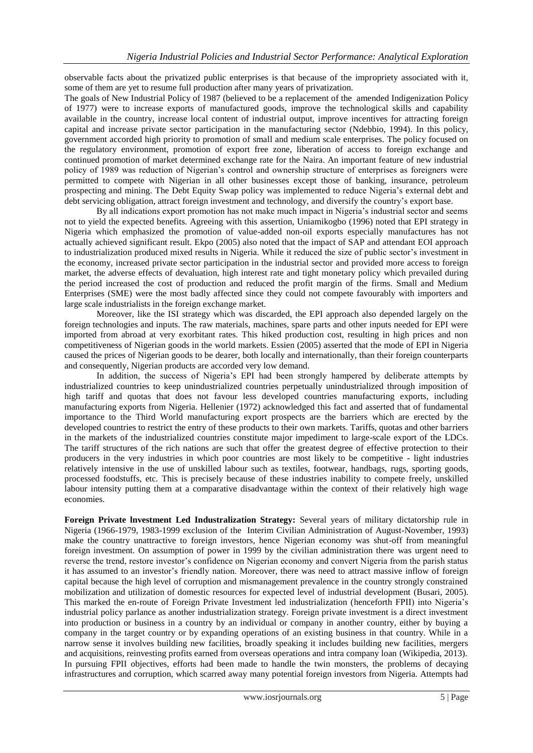observable facts about the privatized public enterprises is that because of the impropriety associated with it, some of them are yet to resume full production after many years of privatization.

The goals of New Industrial Policy of 1987 (believed to be a replacement of the amended Indigenization Policy of 1977) were to increase exports of manufactured goods, improve the technological skills and capability available in the country, increase local content of industrial output, improve incentives for attracting foreign capital and increase private sector participation in the manufacturing sector (Ndebbio, 1994). In this policy, government accorded high priority to promotion of small and medium scale enterprises. The policy focused on the regulatory environment, promotion of export free zone, liberation of access to foreign exchange and continued promotion of market determined exchange rate for the Naira. An important feature of new industrial policy of 1989 was reduction of Nigerian's control and ownership structure of enterprises as foreigners were permitted to compete with Nigerian in all other businesses except those of banking, insurance, petroleum prospecting and mining. The Debt Equity Swap policy was implemented to reduce Nigeria's external debt and debt servicing obligation, attract foreign investment and technology, and diversify the country's export base.

By all indications export promotion has not make much impact in Nigeria's industrial sector and seems not to yield the expected benefits. Agreeing with this assertion, Uniamikogbo (1996) noted that EPI strategy in Nigeria which emphasized the promotion of value-added non-oil exports especially manufactures has not actually achieved significant result. Ekpo (2005) also noted that the impact of SAP and attendant EOI approach to industrialization produced mixed results in Nigeria. While it reduced the size of public sector's investment in the economy, increased private sector participation in the industrial sector and provided more access to foreign market, the adverse effects of devaluation, high interest rate and tight monetary policy which prevailed during the period increased the cost of production and reduced the profit margin of the firms. Small and Medium Enterprises (SME) were the most badly affected since they could not compete favourably with importers and large scale industrialists in the foreign exchange market.

Moreover, like the ISI strategy which was discarded, the EPI approach also depended largely on the foreign technologies and inputs. The raw materials, machines, spare parts and other inputs needed for EPI were imported from abroad at very exorbitant rates. This hiked production cost, resulting in high prices and non competitiveness of Nigerian goods in the world markets. Essien (2005) asserted that the mode of EPI in Nigeria caused the prices of Nigerian goods to be dearer, both locally and internationally, than their foreign counterparts and consequently, Nigerian products are accorded very low demand.

In addition, the success of Nigeria's EPI had been strongly hampered by deliberate attempts by industrialized countries to keep unindustrialized countries perpetually unindustrialized through imposition of high tariff and quotas that does not favour less developed countries manufacturing exports, including manufacturing exports from Nigeria. Hellenier (1972) acknowledged this fact and asserted that of fundamental importance to the Third World manufacturing export prospects are the barriers which are erected by the developed countries to restrict the entry of these products to their own markets. Tariffs, quotas and other barriers in the markets of the industrialized countries constitute major impediment to large-scale export of the LDCs. The tariff structures of the rich nations are such that offer the greatest degree of effective protection to their producers in the very industries in which poor countries are most likely to be competitive - light industries relatively intensive in the use of unskilled labour such as textiles, footwear, handbags, rugs, sporting goods, processed foodstuffs, etc. This is precisely because of these industries inability to compete freely, unskilled labour intensity putting them at a comparative disadvantage within the context of their relatively high wage economies.

**Foreign Private lnvestment Led Industralization Strategy:** Several years of military dictatorship rule in Nigeria (1966-1979, 1983-1999 exclusion of the Interim Civilian Administration of August-November, 1993) make the country unattractive to foreign investors, hence Nigerian economy was shut-off from meaningful foreign investment. On assumption of power in 1999 by the civilian administration there was urgent need to reverse the trend, restore investor's confidence on Nigerian economy and convert Nigeria from the parish status it has assumed to an investor's friendly nation. Moreover, there was need to attract massive inflow of foreign capital because the high level of corruption and mismanagement prevalence in the country strongly constrained mobilization and utilization of domestic resources for expected level of industrial development (Busari, 2005). This marked the en-route of Foreign Private Investment led industrialization (henceforth FPII) into Nigeria's industrial policy parlance as another industrialization strategy. Foreign private investment is a direct investment into production or business in a country by an individual or company in another country, either by buying a company in the target country or by expanding operations of an existing business in that country. While in a narrow sense it involves building new facilities, broadly speaking it includes building new facilities, mergers and acquisitions, reinvesting profits earned from overseas operations and intra company loan (Wikipedia, 2013). In pursuing FPII objectives, efforts had been made to handle the twin monsters, the problems of decaying infrastructures and corruption, which scarred away many potential foreign investors from Nigeria. Attempts had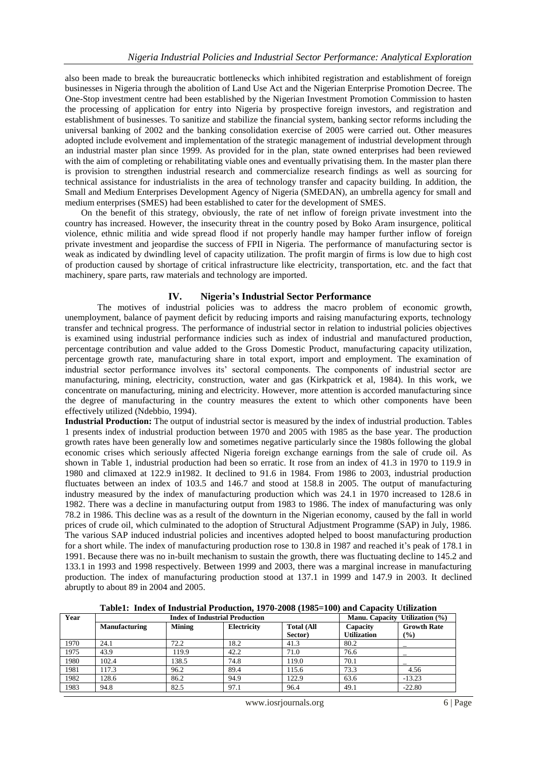also been made to break the bureaucratic bottlenecks which inhibited registration and establishment of foreign businesses in Nigeria through the abolition of Land Use Act and the Nigerian Enterprise Promotion Decree. The One-Stop investment centre had been established by the Nigerian Investment Promotion Commission to hasten the processing of application for entry into Nigeria by prospective foreign investors, and registration and establishment of businesses. To sanitize and stabilize the financial system, banking sector reforms including the universal banking of 2002 and the banking consolidation exercise of 2005 were carried out. Other measures adopted include evolvement and implementation of the strategic management of industrial development through an industrial master plan since 1999. As provided for in the plan, state owned enterprises had been reviewed with the aim of completing or rehabilitating viable ones and eventually privatising them. In the master plan there is provision to strengthen industrial research and commercialize research findings as well as sourcing for technical assistance for industrialists in the area of technology transfer and capacity building. In addition, the Small and Medium Enterprises Development Agency of Nigeria (SMEDAN), an umbrella agency for small and medium enterprises (SMES) had been established to cater for the development of SMES.

On the benefit of this strategy, obviously, the rate of net inflow of foreign private investment into the country has increased. However, the insecurity threat in the country posed by Boko Aram insurgence, political violence, ethnic militia and wide spread flood if not properly handle may hamper further inflow of foreign private investment and jeopardise the success of FPII in Nigeria. The performance of manufacturing sector is weak as indicated by dwindling level of capacity utilization. The profit margin of firms is low due to high cost of production caused by shortage of critical infrastructure like electricity, transportation, etc. and the fact that machinery, spare parts, raw materials and technology are imported.

## IV. Nigeria's Industrial Sector Performance

The motives of industrial policies was to address the macro problem of economic growth, unemployment, balance of payment deficit by reducing imports and raising manufacturing exports, technology transfer and technical progress. The performance of industrial sector in relation to industrial policies objectives is examined using industrial performance indicies such as index of industrial and manufactured production, percentage contribution and value added to the Gross Domestic Product, manufacturing capacity utilization, percentage growth rate, manufacturing share in total export, import and employment. The examination of industrial sector performance involves its' sectoral components. The components of industrial sector are manufacturing, mining, electricity, construction, water and gas (Kirkpatrick et al, 1984). In this work, we concentrate on manufacturing, mining and electricity. However, more attention is accorded manufacturing since the degree of manufacturing in the country measures the extent to which other components have been effectively utilized (Ndebbio, 1994).

**Industrial Production:** The output of industrial sector is measured by the index of industrial production. Tables 1 presents index of industrial production between 1970 and 2005 with 1985 as the base year. The production growth rates have been generally low and sometimes negative particularly since the 1980s following the global economic crises which seriously affected Nigeria foreign exchange earnings from the sale of crude oil. As shown in Table 1, industrial production had been so erratic. It rose from an index of 41.3 in 1970 to 119.9 in 1980 and climaxed at 122.9 in1982. It declined to 91.6 in 1984. From 1986 to 2003, industrial production fluctuates between an index of 103.5 and 146.7 and stood at 158.8 in 2005. The output of manufacturing industry measured by the index of manufacturing production which was 24.1 in 1970 increased to 128.6 in 1982. There was a decline in manufacturing output from 1983 to 1986. The index of manufacturing was only 78.2 in 1986. This decline was as a result of the downturn in the Nigerian economy, caused by the fall in world prices of crude oil, which culminated to the adoption of Structural Adjustment Programme (SAP) in July, 1986. The various SAP induced industrial policies and incentives adopted helped to boost manufacturing production for a short while. The index of manufacturing production rose to 130.8 in 1987 and reached it's peak of 178.1 in 1991. Because there was no in-built mechanism to sustain the growth, there was fluctuating decline to 145.2 and 133.1 in 1993 and 1998 respectively. Between 1999 and 2003, there was a marginal increase in manufacturing production. The index of manufacturing production stood at 137.1 in 1999 and 147.9 in 2003. It declined abruptly to about 89 in 2004 and 2005.

**Table1: Index of Industrial Production, 1970-2008 (1985=100) and Capacity Utilization**

| Year | Index of Industrial Production | | | | Manu. Capacity Utilization (%) | |
|---|---|---|---|---|---|---|
| | Manufacturing | Mining | Electricity | Total (All Sector) | Capacity Utilization | Growth Rate (%) |
| 1970 | 24.1 | 72.2 | 18.2 | 41.3 | 80.2 | _ |
| 1975 | 43.9 | 119.9 | 42.2 | 71.0 | 76.6 | _ |
| 1980 | 102.4 | 138.5 | 74.8 | 119.0 | 70.1 | _ |
| 1981 | 117.3 | 96.2 | 89.4 | 115.6 | 73.3 | 4.56 |
| 1982 | 128.6 | 86.2 | 94.9 | 122.9 | 63.6 | -13.23 |
| 1983 | 94.8 | 82.5 | 97.1 | 96.4 | 49.1 | -22.80 |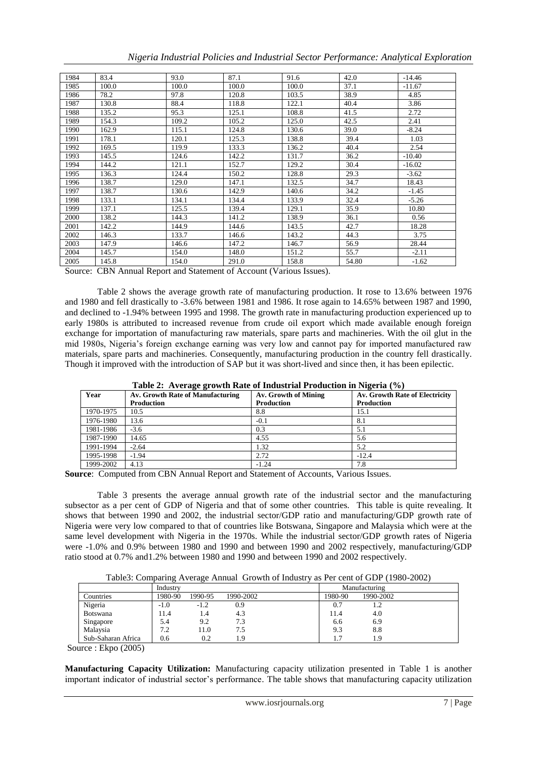| 1984 | 83.4 | 93.0 | 87.1 | 91.6 | 42.0 | -14.46 |
|---|---|---|---|---|---|---|
| 1985 | 100.0 | 100.0 | 100.0 | 100.0 | 37.1 | -11.67 |
| 1986 | 78.2 | 97.8 | 120.8 | 103.5 | 38.9 | 4.85 |
| 1987 | 130.8 | 88.4 | 118.8 | 122.1 | 40.4 | 3.86 |
| 1988 | 135.2 | 95.3 | 125.1 | 108.8 | 41.5 | 2.72 |
| 1989 | 154.3 | 109.2 | 105.2 | 125.0 | 42.5 | 2.41 |
| 1990 | 162.9 | 115.1 | 124.8 | 130.6 | 39.0 | -8.24 |
| 1991 | 178.1 | 120.1 | 125.3 | 138.8 | 39.4 | 1.03 |
| 1992 | 169.5 | 119.9 | 133.3 | 136.2 | 40.4 | 2.54 |
| 1993 | 145.5 | 124.6 | 142.2 | 131.7 | 36.2 | -10.40 |
| 1994 | 144.2 | 121.1 | 152.7 | 129.2 | 30.4 | -16.02 |
| 1995 | 136.3 | 124.4 | 150.2 | 128.8 | 29.3 | -3.62 |
| 1996 | 138.7 | 129.0 | 147.1 | 132.5 | 34.7 | 18.43 |
| 1997 | 138.7 | 130.6 | 142.9 | 140.6 | 34.2 | -1.45 |
| 1998 | 133.1 | 134.1 | 134.4 | 133.9 | 32.4 | -5.26 |
| 1999 | 137.1 | 125.5 | 139.4 | 129.1 | 35.9 | 10.80 |
| 2000 | 138.2 | 144.3 | 141.2 | 138.9 | 36.1 | 0.56 |
| 2001 | 142.2 | 144.9 | 144.6 | 143.5 | 42.7 | 18.28 |
| 2002 | 146.3 | 133.7 | 146.6 | 143.2 | 44.3 | 3.75 |
| 2003 | 147.9 | 146.6 | 147.2 | 146.7 | 56.9 | 28.44 |
| 2004 | 145.7 | 154.0 | 148.0 | 151.2 | 55.7 | -2.11 |
| 2005 | 145.8 | 154.0 | 291.0 | 158.8 | 54.80 | -1.62 |

Source: CBN Annual Report and Statement of Account (Various Issues).

Table 2 shows the average growth rate of manufacturing production. It rose to 13.6% between 1976 and 1980 and fell drastically to -3.6% between 1981 and 1986. It rose again to 14.65% between 1987 and 1990, and declined to -1.94% between 1995 and 1998. The growth rate in manufacturing production experienced up to early 1980s is attributed to increased revenue from crude oil export which made available enough foreign exchange for importation of manufacturing raw materials, spare parts and machineries. With the oil glut in the mid 1980s, Nigeria's foreign exchange earning was very low and cannot pay for imported manufactured raw materials, spare parts and machineries. Consequently, manufacturing production in the country fell drastically. Though it improved with the introduction of SAP but it was short-lived and since then, it has been epilectic.

**Table 2: Average growth Rate of Industrial Production in Nigeria (%)**

| Year | Av. Growth Rate of Manufacturing Production | Av. Growth of Mining Production | Av. Growth Rate of Electricity Production |
|---|---|---|---|
| 1970-1975 | 10.5 | 8.8 | 15.1 |
| 1976-1980 | 13.6 | -0.1 | 8.1 |
| 1981-1986 | -3.6 | 0.3 | 5.1 |
| 1987-1990 | 14.65 | 4.55 | 5.6 |
| 1991-1994 | -2.64 | 1.32 | 5.2 |
| 1995-1998 | -1.94 | 2.72 | -12.4 |
| 1999-2002 | 4.13 | -1.24 | 7.8 |

**Source**: Computed from CBN Annual Report and Statement of Accounts, Various Issues.

Table 3 presents the average annual growth rate of the industrial sector and the manufacturing subsector as a per cent of GDP of Nigeria and that of some other countries. This table is quite revealing. It shows that between 1990 and 2002, the industrial sector/GDP ratio and manufacturing/GDP growth rate of Nigeria were very low compared to that of countries like Botswana, Singapore and Malaysia which were at the same level development with Nigeria in the 1970s. While the industrial sector/GDP growth rates of Nigeria were -1.0% and 0.9% between 1980 and 1990 and between 1990 and 2002 respectively, manufacturing/GDP ratio stood at 0.7% and1.2% between 1980 and 1990 and between 1990 and 2002 respectively.

Table3: Comparing Average Annual Growth of Industry as Per cent of GDP (1980-2002)

| | Industry | | | Manufacturing | |
|---|---|---|---|---|---|
| Countries | 1980-90 | 1990-95 | 1990-2002 | 1980-90 | 1990-2002 |
| Nigeria | -1.0 | -1.2 | 0.9 | 0.7 | 1.2 |
| Botswana | 11.4 | 1.4 | 4.3 | 11.4 | 4.0 |
| Singapore | 5.4 | 9.2 | 7.3 | 6.6 | 6.9 |
| Malaysia | 7.2 | 11.0 | 7.5 | 9.3 | 8.8 |
| Sub-Saharan Africa | 0.6 | 0.2 | 1.9 | 1.7 | 1.9 |

Source : Ekpo (2005)

**Manufacturing Capacity Utilization:** Manufacturing capacity utilization presented in Table 1 is another important indicator of industrial sector's performance. The table shows that manufacturing capacity utilization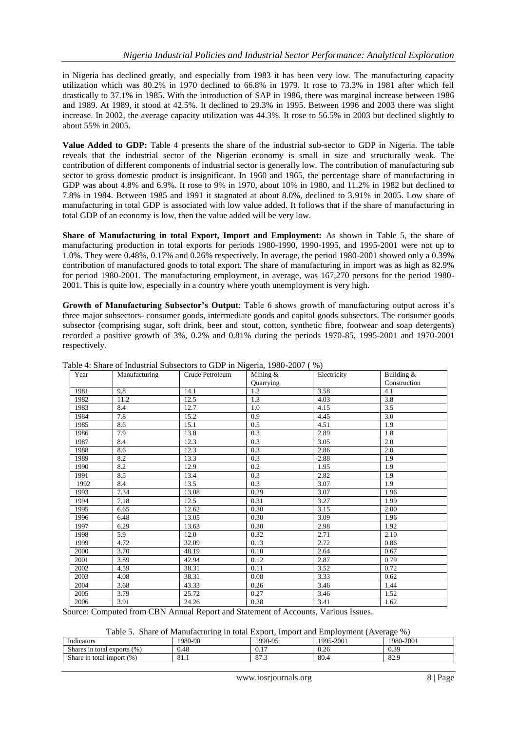in Nigeria has declined greatly, and especially from 1983 it has been very low. The manufacturing capacity utilization which was 80.2% in 1970 declined to 66.8% in 1979. It rose to 73.3% in 1981 after which fell drastically to 37.1% in 1985. With the introduction of SAP in 1986, there was marginal increase between 1986 and 1989. At 1989, it stood at 42.5%. It declined to 29.3% in 1995. Between 1996 and 2003 there was slight increase. In 2002, the average capacity utilization was 44.3%. It rose to 56.5% in 2003 but declined slightly to about 55% in 2005.

**Value Added to GDP:** Table 4 presents the share of the industrial sub-sector to GDP in Nigeria. The table reveals that the industrial sector of the Nigerian economy is small in size and structurally weak. The contribution of different components of industrial sector is generally low. The contribution of manufacturing sub sector to gross domestic product is insignificant. In 1960 and 1965, the percentage share of manufacturing in GDP was about 4.8% and 6.9%. It rose to 9% in 1970, about 10% in 1980, and 11.2% in 1982 but declined to 7.8% in 1984. Between 1985 and 1991 it stagnated at about 8.0%, declined to 3.91% in 2005. Low share of manufacturing in total GDP is associated with low value added. It follows that if the share of manufacturing in total GDP of an economy is low, then the value added will be very low.

**Share of Manufacturing in total Export, Import and Employment:** As shown in Table 5, the share of manufacturing production in total exports for periods 1980-1990, 1990-1995, and 1995-2001 were not up to 1.0%. They were 0.48%, 0.17% and 0.26% respectively. In average, the period 1980-2001 showed only a 0.39% contribution of manufactured goods to total export. The share of manufacturing in import was as high as 82.9% for period 1980-2001. The manufacturing employment, in average, was 167,270 persons for the period 1980-2001. This is quite low, especially in a country where youth unemployment is very high.

**Growth of Manufacturing Subsector's Output**: Table 6 shows growth of manufacturing output across it's three major subsectors- consumer goods, intermediate goods and capital goods subsectors. The consumer goods subsector (comprising sugar, soft drink, beer and stout, cotton, synthetic fibre, footwear and soap detergents) recorded a positive growth of 3%, 0.2% and 0.81% during the periods 1970-85, 1995-2001 and 1970-2001 respectively.

Table 4: Share of Industrial Subsectors to GDP in Nigeria, 1980-2007 ( %)

| Year | Manufacturing | Crude Petroleum | Mining & Quarrying | Electricity | Building & Construction |
|---|---|---|---|---|---|
| 1981 | 9.8 | 14.1 | 1.2 | 3.58 | 4.1 |
| 1982 | 11.2 | 12.5 | 1.3 | 4.03 | 3.8 |
| 1983 | 8.4 | 12.7 | 1.0 | 4.15 | 3.5 |
| 1984 | 7.8 | 15.2 | 0.9 | 4.45 | 3.0 |
| 1985 | 8.6 | 15.1 | 0.5 | 4.51 | 1.9 |
| 1986 | 7.9 | 13.8 | 0.3 | 2.89 | 1.8 |
| 1987 | 8.4 | 12.3 | 0.3 | 3.05 | 2.0 |
| 1988 | 8.6 | 12.3 | 0.3 | 2.86 | 2.0 |
| 1989 | 8.2 | 13.3 | 0.3 | 2.88 | 1.9 |
| 1990 | 8.2 | 12.9 | 0.2 | 1.95 | 1.9 |
| 1991 | 8.5 | 13.4 | 0.3 | 2.82 | 1.9 |
| 1992 | 8.4 | 13.5 | 0.3 | 3.07 | 1.9 |
| 1993 | 7.34 | 13.08 | 0.29 | 3.07 | 1.96 |
| 1994 | 7.18 | 12.5 | 0.31 | 3.27 | 1.99 |
| 1995 | 6.65 | 12.62 | 0.30 | 3.15 | 2.00 |
| 1996 | 6.48 | 13.05 | 0.30 | 3.09 | 1.96 |
| 1997 | 6.29 | 13.63 | 0.30 | 2.98 | 1.92 |
| 1998 | 5.9 | 12.0 | 0.32 | 2.71 | 2.10 |
| 1999 | 4.72 | 32.09 | 0.13 | 2.72 | 0.86 |
| 2000 | 3.70 | 48.19 | 0.10 | 2.64 | 0.67 |
| 2001 | 3.89 | 42.94 | 0.12 | 2.87 | 0.79 |
| 2002 | 4.59 | 38.31 | 0.11 | 3.52 | 0.72 |
| 2003 | 4.08 | 38.31 | 0.08 | 3.33 | 0.62 |
| 2004 | 3.68 | 43.33 | 0.26 | 3.46 | 1.44 |
| 2005 | 3.79 | 25.72 | 0.27 | 3.46 | 1.52 |
| 2006 | 3.91 | 24.26 | 0.28 | 3.41 | 1.62 |

Source: Computed from CBN Annual Report and Statement of Accounts, Various Issues.

Table 5. Share of Manufacturing in total Export, Import and Employment (Average %)

| Indicators | 1980-90 | 1990-95 | 1995-2001 | 1980-2001 |
|---|---|---|---|---|
| Shares in total exports (%) | 0.48 | 0.17 | 0.26 | 0.39 |
| Share in total import (%) | 81.1 | 87.3 | 80.4 | 82.9 |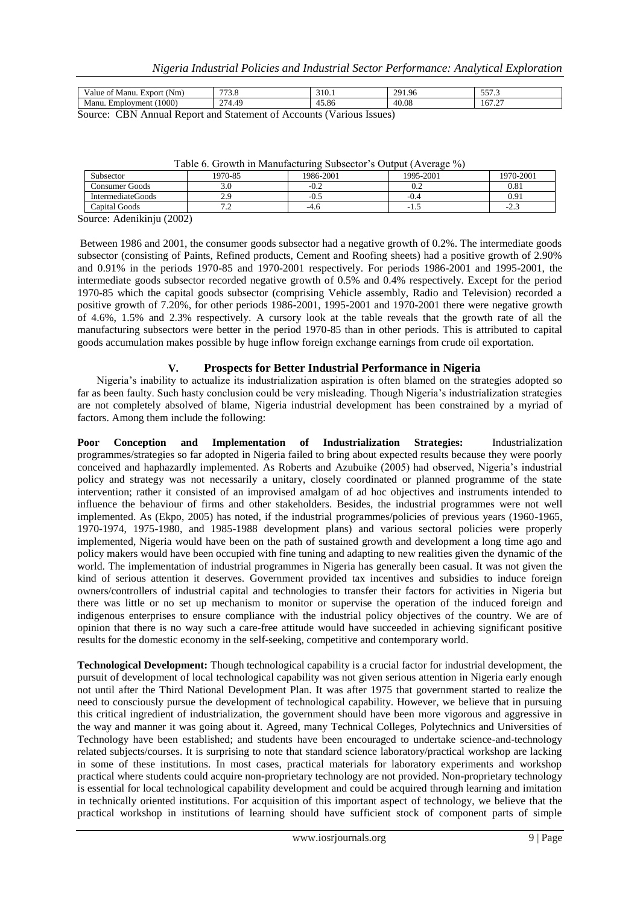| Value of Manu. Export (Nm) | 773.8 | 310.1 | 291.96 | 557.3 |
|---|---|---|---|---|
| Manu. Employment (1000) | 274.49 | 45.86 | 40.08 | 167.27 |

Source: CBN Annual Report and Statement of Accounts (Various Issues)

Table 6. Growth in Manufacturing Subsector's Output (Average %)

| Subsector | 1970-85 | 1986-2001 | 1995-2001 | 1970-2001 |
|---|---|---|---|---|
| Consumer Goods | 3.0 | -0.2 | 0.2 | 0.81 |
| IntermediateGoods | 2.9 | -0.5 | -0.4 | 0.91 |
| Capital Goods | 7.2 | -4.6 | -1.5 | -2.3 |

Source: Adenikinju (2002)

Between 1986 and 2001, the consumer goods subsector had a negative growth of 0.2%. The intermediate goods subsector (consisting of Paints, Refined products, Cement and Roofing sheets) had a positive growth of 2.90% and 0.91% in the periods 1970-85 and 1970-2001 respectively. For periods 1986-2001 and 1995-2001, the intermediate goods subsector recorded negative growth of 0.5% and 0.4% respectively. Except for the period 1970-85 which the capital goods subsector (comprising Vehicle assembly, Radio and Television) recorded a positive growth of 7.20%, for other periods 1986-2001, 1995-2001 and 1970-2001 there were negative growth of 4.6%, 1.5% and 2.3% respectively. A cursory look at the table reveals that the growth rate of all the manufacturing subsectors were better in the period 1970-85 than in other periods. This is attributed to capital goods accumulation makes possible by huge inflow foreign exchange earnings from crude oil exportation.

## V. Prospects for Better Industrial Performance in Nigeria

Nigeria's inability to actualize its industrialization aspiration is often blamed on the strategies adopted so far as been faulty. Such hasty conclusion could be very misleading. Though Nigeria's industrialization strategies are not completely absolved of blame, Nigeria industrial development has been constrained by a myriad of factors. Among them include the following:

**Poor Conception and Implementation of Industrialization Strategies:** Industrialization programmes/strategies so far adopted in Nigeria failed to bring about expected results because they were poorly conceived and haphazardly implemented. As Roberts and Azubuike (2005) had observed, Nigeria's industrial policy and strategy was not necessarily a unitary, closely coordinated or planned programme of the state intervention; rather it consisted of an improvised amalgam of ad hoc objectives and instruments intended to influence the behaviour of firms and other stakeholders. Besides, the industrial programmes were not well implemented. As (Ekpo, 2005) has noted, if the industrial programmes/policies of previous years (1960-1965, 1970-1974, 1975-1980, and 1985-1988 development plans) and various sectoral policies were properly implemented, Nigeria would have been on the path of sustained growth and development a long time ago and policy makers would have been occupied with fine tuning and adapting to new realities given the dynamic of the world. The implementation of industrial programmes in Nigeria has generally been casual. It was not given the kind of serious attention it deserves. Government provided tax incentives and subsidies to induce foreign owners/controllers of industrial capital and technologies to transfer their factors for activities in Nigeria but there was little or no set up mechanism to monitor or supervise the operation of the induced foreign and indigenous enterprises to ensure compliance with the industrial policy objectives of the country. We are of opinion that there is no way such a care-free attitude would have succeeded in achieving significant positive results for the domestic economy in the self-seeking, competitive and contemporary world.

**Technological Development:** Though technological capability is a crucial factor for industrial development, the pursuit of development of local technological capability was not given serious attention in Nigeria early enough not until after the Third National Development Plan. It was after 1975 that government started to realize the need to consciously pursue the development of technological capability. However, we believe that in pursuing this critical ingredient of industrialization, the government should have been more vigorous and aggressive in the way and manner it was going about it. Agreed, many Technical Colleges, Polytechnics and Universities of Technology have been established; and students have been encouraged to undertake science-and-technology related subjects/courses. It is surprising to note that standard science laboratory/practical workshop are lacking in some of these institutions. In most cases, practical materials for laboratory experiments and workshop practical where students could acquire non-proprietary technology are not provided. Non-proprietary technology is essential for local technological capability development and could be acquired through learning and imitation in technically oriented institutions. For acquisition of this important aspect of technology, we believe that the practical workshop in institutions of learning should have sufficient stock of component parts of simple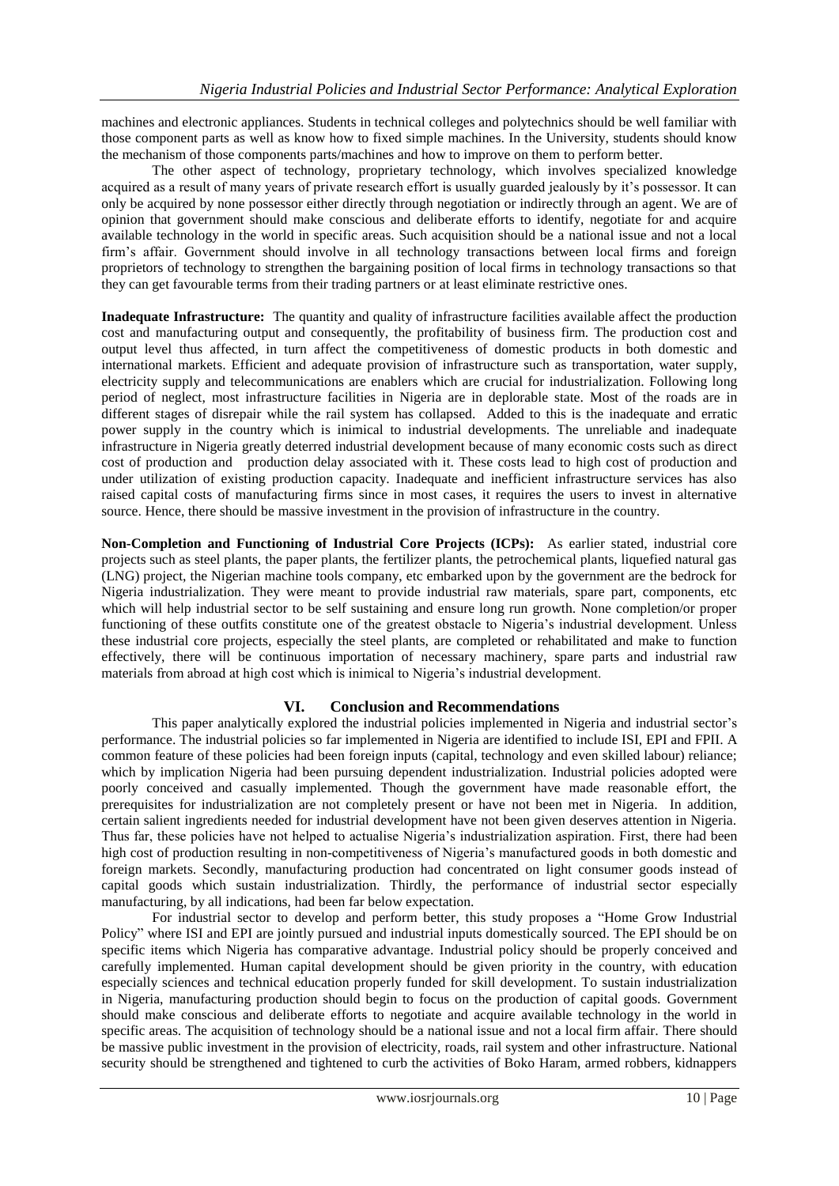machines and electronic appliances. Students in technical colleges and polytechnics should be well familiar with those component parts as well as know how to fixed simple machines. In the University, students should know the mechanism of those components parts/machines and how to improve on them to perform better.

The other aspect of technology, proprietary technology, which involves specialized knowledge acquired as a result of many years of private research effort is usually guarded jealously by it's possessor. It can only be acquired by none possessor either directly through negotiation or indirectly through an agent. We are of opinion that government should make conscious and deliberate efforts to identify, negotiate for and acquire available technology in the world in specific areas. Such acquisition should be a national issue and not a local firm's affair. Government should involve in all technology transactions between local firms and foreign proprietors of technology to strengthen the bargaining position of local firms in technology transactions so that they can get favourable terms from their trading partners or at least eliminate restrictive ones.

**Inadequate Infrastructure:** The quantity and quality of infrastructure facilities available affect the production cost and manufacturing output and consequently, the profitability of business firm. The production cost and output level thus affected, in turn affect the competitiveness of domestic products in both domestic and international markets. Efficient and adequate provision of infrastructure such as transportation, water supply, electricity supply and telecommunications are enablers which are crucial for industrialization. Following long period of neglect, most infrastructure facilities in Nigeria are in deplorable state. Most of the roads are in different stages of disrepair while the rail system has collapsed. Added to this is the inadequate and erratic power supply in the country which is inimical to industrial developments. The unreliable and inadequate infrastructure in Nigeria greatly deterred industrial development because of many economic costs such as direct cost of production and production delay associated with it. These costs lead to high cost of production and under utilization of existing production capacity. Inadequate and inefficient infrastructure services has also raised capital costs of manufacturing firms since in most cases, it requires the users to invest in alternative source. Hence, there should be massive investment in the provision of infrastructure in the country.

**Non-Completion and Functioning of Industrial Core Projects (ICPs):** As earlier stated, industrial core projects such as steel plants, the paper plants, the fertilizer plants, the petrochemical plants, liquefied natural gas (LNG) project, the Nigerian machine tools company, etc embarked upon by the government are the bedrock for Nigeria industrialization. They were meant to provide industrial raw materials, spare part, components, etc which will help industrial sector to be self sustaining and ensure long run growth. None completion/or proper functioning of these outfits constitute one of the greatest obstacle to Nigeria's industrial development. Unless these industrial core projects, especially the steel plants, are completed or rehabilitated and make to function effectively, there will be continuous importation of necessary machinery, spare parts and industrial raw materials from abroad at high cost which is inimical to Nigeria's industrial development.

## VI. Conclusion and Recommendations

This paper analytically explored the industrial policies implemented in Nigeria and industrial sector's performance. The industrial policies so far implemented in Nigeria are identified to include ISI, EPI and FPII. A common feature of these policies had been foreign inputs (capital, technology and even skilled labour) reliance; which by implication Nigeria had been pursuing dependent industrialization. Industrial policies adopted were poorly conceived and casually implemented. Though the government have made reasonable effort, the prerequisites for industrialization are not completely present or have not been met in Nigeria. In addition, certain salient ingredients needed for industrial development have not been given deserves attention in Nigeria. Thus far, these policies have not helped to actualise Nigeria's industrialization aspiration. First, there had been high cost of production resulting in non-competitiveness of Nigeria's manufactured goods in both domestic and foreign markets. Secondly, manufacturing production had concentrated on light consumer goods instead of capital goods which sustain industrialization. Thirdly, the performance of industrial sector especially manufacturing, by all indications, had been far below expectation.

For industrial sector to develop and perform better, this study proposes a "Home Grow Industrial Policy" where ISI and EPI are jointly pursued and industrial inputs domestically sourced. The EPI should be on specific items which Nigeria has comparative advantage. Industrial policy should be properly conceived and carefully implemented. Human capital development should be given priority in the country, with education especially sciences and technical education properly funded for skill development. To sustain industrialization in Nigeria, manufacturing production should begin to focus on the production of capital goods. Government should make conscious and deliberate efforts to negotiate and acquire available technology in the world in specific areas. The acquisition of technology should be a national issue and not a local firm affair. There should be massive public investment in the provision of electricity, roads, rail system and other infrastructure. National security should be strengthened and tightened to curb the activities of Boko Haram, armed robbers, kidnappers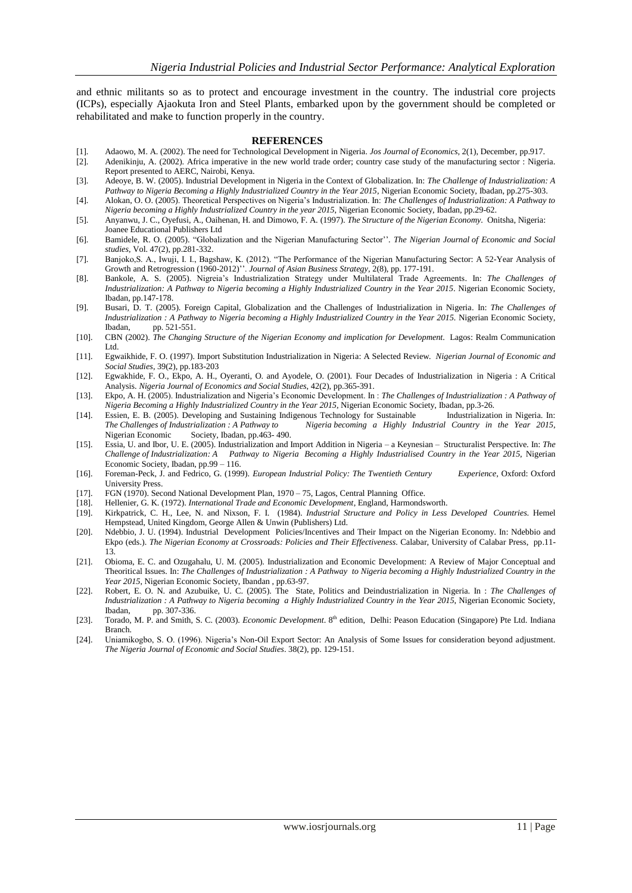and ethnic militants so as to protect and encourage investment in the country. The industrial core projects (ICPs), especially Ajaokuta Iron and Steel Plants, embarked upon by the government should be completed or rehabilitated and make to function properly in the country.

## REFERENCES

[1]. Adaowo, M. A. (2002). The need for Technological Development in Nigeria. *Jos Journal of Economics*, 2(1), December, pp.917.

[2]. Adenikinju, A. (2002). Africa imperative in the new world trade order; country case study of the manufacturing sector : Nigeria. Report presented to AERC, Nairobi, Kenya.

[3]. Adeoye, B. W. (2005). Industrial Development in Nigeria in the Context of Globalization. In: *The Challenge of Industrialization: A Pathway to Nigeria Becoming a Highly Industrialized Country in the Year 2015*, Nigerian Economic Society, Ibadan, pp.275-303.

[4]. Alokan, O. O. (2005). Theoretical Perspectives on Nigeria's Industrialization. In: *The Challenges of Industrialization: A Pathway to Nigeria becoming a Highly Industrialized Country in the year 2015*, Nigerian Economic Society, Ibadan, pp.29-62.

[5]. Anyanwu, J. C., Oyefusi, A., Oaihenan, H. and Dimowo, F. A. (1997). *The Structure of the Nigerian Economy*. Onitsha, Nigeria: Joanee Educational Publishers Ltd

[6]. Bamidele, R. O. (2005). "Globalization and the Nigerian Manufacturing Sector''. *The Nigerian Journal of Economic and Social studies*, Vol. 47(2), pp.281-332.

[7]. Banjoko,S. A., Iwuji, I. I., Bagshaw, K. (2012). "The Performance of the Nigerian Manufacturing Sector: A 52-Year Analysis of Growth and Retrogression (1960-2012)''. *Journal of Asian Business Strategy*, 2(8), pp. 177-191.

[8]. Bankole, A. S. (2005). Nigreia's Industrialization Strategy under Multilateral Trade Agreements. In: *The Challenges of Industrialization: A Pathway to Nigeria becoming a Highly Industrialized Country in the Year 2015*. Nigerian Economic Society, Ibadan, pp.147-178.

[9]. Busari, D. T. (2005). Foreign Capital, Globalization and the Challenges of Industrialization in Nigeria. In: *The Challenges of Industrialization : A Pathway to Nigeria becoming a Highly Industrialized Country in the Year 2015.* Nigerian Economic Society, Ibadan, pp. 521-551.

[10]. CBN (2002). *The Changing Structure of the Nigerian Economy and implication for Development*. Lagos: Realm Communication Ltd.

[11]. Egwaikhide, F. O. (1997). Import Substitution Industrialization in Nigeria: A Selected Review. *Nigerian Journal of Economic and Social Studies*, 39(2), pp.183-203

[12]. Egwakhide, F. O., Ekpo, A. H., Oyeranti, O. and Ayodele, O. (2001). Four Decades of Industrialization in Nigeria : A Critical Analysis. *Nigeria Journal of Economics and Social Studies*, 42(2), pp.365-391.

[13]. Ekpo, A. H. (2005). Industrialization and Nigeria's Economic Development. In : *The Challenges of Industrialization : A Pathway of Nigeria Becoming a Highly Industrialized Country in the Year 2015*, Nigerian Economic Society, Ibadan, pp.3-26.

[14]. Essien, E. B. (2005). Developing and Sustaining Indigenous Technology for Sustainable Industrialization in Nigeria. In: *The Challenges of Industrialization : A Pathway to Nigeria becoming a Highly Industrial Country in the Year 2015*, Nigerian Economic Society, Ibadan, pp.463- 490.

[15]. Essia, U. and Ibor, U. E. (2005). Industrialization and Import Addition in Nigeria – a Keynesian – Structuralist Perspective. In: *The Challenge of Industrialization: A Pathway to Nigeria Becoming a Highly Industrialised Country in the Year 2015*, Nigerian Economic Society, Ibadan, pp.99 – 116.

[16]. Foreman-Peck, J. and Fedrico, G. (1999). *European Industrial Policy: The Twentieth Century Experience*, Oxford: Oxford University Press.

[17]. FGN (1970). Second National Development Plan, 1970 – 75, Lagos, Central Planning Office.

[18]. Hellenier, G. K. (1972). *International Trade and Economic Development*, England, Harmondsworth.

[19]. Kirkpatrick, C. H., Lee, N. and Nixson, F. I. (1984). *Industrial Structure and Policy in Less Developed Countries.* Hemel Hempstead, United Kingdom, George Allen & Unwin (Publishers) Ltd.

[20]. Ndebbio, J. U. (1994). Industrial Development Policies/Incentives and Their Impact on the Nigerian Economy. In: Ndebbio and Ekpo (eds.). *The Nigerian Economy at Crossroads: Policies and Their Effectiveness*. Calabar, University of Calabar Press, pp.11-13.

[21]. Obioma, E. C. and Ozugahalu, U. M. (2005). Industrialization and Economic Development: A Review of Major Conceptual and Theoritical Issues. In: *The Challenges of Industrialization : A Pathway to Nigeria becoming a Highly Industrialized Country in the Year 2015*, Nigerian Economic Society, Ibandan , pp.63-97.

[22]. Robert, E. O. N. and Azubuike, U. C. (2005). The State, Politics and Deindustrialization in Nigeria. In : *The Challenges of Industrialization : A Pathway to Nigeria becoming a Highly Industrialized Country in the Year 2015*, Nigerian Economic Society, Ibadan, pp. 307-336.

[23]. Torado, M. P. and Smith, S. C. (2003). *Economic Development*. 8th edition, Delhi: Peason Education (Singapore) Pte Ltd. Indiana Branch.

[24]. Uniamikogbo, S. O. (1996). Nigeria's Non-Oil Export Sector: An Analysis of Some Issues for consideration beyond adjustment. *The Nigeria Journal of Economic and Social Studies*. 38(2), pp. 129-151.